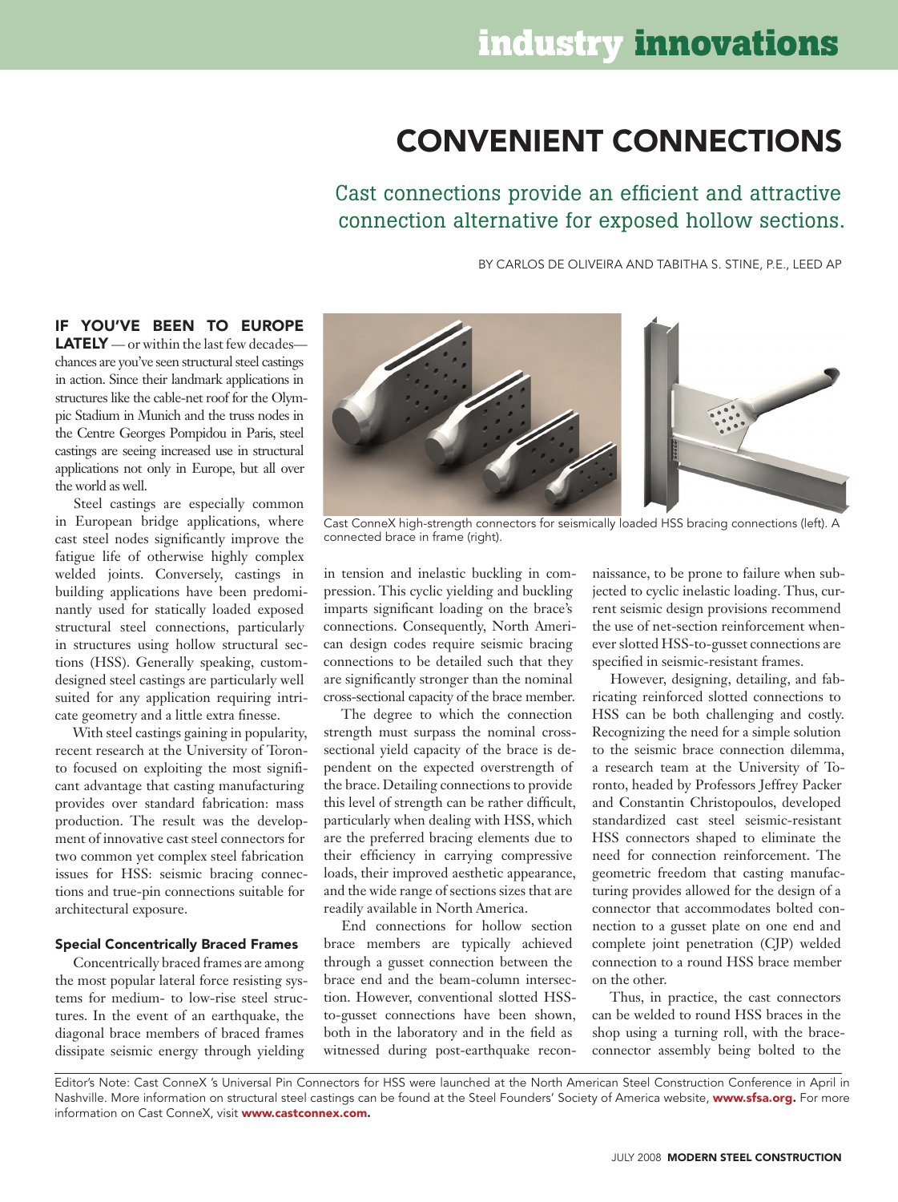# CONVENIENT CONNECTIONS

## Cast connections provide an efficient and attractive connection alternative for exposed hollow sections.

BY CARLOS DE OLIVEIRA AND TABITHA S. STINE, P.E., LEED AP

**IF YOU'VE BEEN TO EUROPE LATELY** — or within the last few decades—chances are you've seen structural steel castings in action. Since their landmark applications in structures like the cable-net roof for the Olympic Stadium in Munich and the truss nodes in the Centre Georges Pompidou in Paris, steel castings are seeing increased use in structural applications not only in Europe, but all over the world as well.

Steel castings are especially common in European bridge applications, where cast steel nodes significantly improve the fatigue life of otherwise highly complex welded joints. Conversely, castings in building applications have been predominantly used for statically loaded exposed structural steel connections, particularly in structures using hollow structural sections (HSS). Generally speaking, custom-designed steel castings are particularly well suited for any application requiring intricate geometry and a little extra finesse.

With steel castings gaining in popularity, recent research at the University of Toronto focused on exploiting the most significant advantage that casting manufacturing provides over standard fabrication: mass production. The result was the development of innovative cast steel connectors for two common yet complex steel fabrication issues for HSS: seismic bracing connections and true-pin connections suitable for architectural exposure.

### Special Concentrically Braced Frames

Concentrically braced frames are among the most popular lateral force resisting systems for medium- to low-rise steel structures. In the event of an earthquake, the diagonal brace members of braced frames dissipate seismic energy through yielding in tension and inelastic buckling in compression. This cyclic yielding and buckling imparts significant loading on the brace's connections. Consequently, North American design codes require seismic bracing connections to be detailed such that they are significantly stronger than the nominal cross-sectional capacity of the brace member.

Cast ConneX high-strength connectors for seismically loaded HSS bracing connections (left). A connected brace in frame (right).

The degree to which the connection strength must surpass the nominal cross-sectional yield capacity of the brace is dependent on the expected overstrength of the brace. Detailing connections to provide this level of strength can be rather difficult, particularly when dealing with HSS, which are the preferred bracing elements due to their efficiency in carrying compressive loads, their improved aesthetic appearance, and the wide range of sections sizes that are readily available in North America.

End connections for hollow section brace members are typically achieved through a gusset connection between the brace end and the beam-column intersection. However, conventional slotted HSS-to-gusset connections have been shown, both in the laboratory and in the field as witnessed during post-earthquake reconnaissance, to be prone to failure when subjected to cyclic inelastic loading. Thus, current seismic design provisions recommend the use of net-section reinforcement whenever slotted HSS-to-gusset connections are specified in seismic-resistant frames.

However, designing, detailing, and fabricating reinforced slotted connections to HSS can be both challenging and costly. Recognizing the need for a simple solution to the seismic brace connection dilemma, a research team at the University of Toronto, headed by Professors Jeffrey Packer and Constantin Christopoulos, developed standardized cast steel seismic-resistant HSS connectors shaped to eliminate the need for connection reinforcement. The geometric freedom that casting manufacturing provides allowed for the design of a connector that accommodates bolted connection to a gusset plate on one end and complete joint penetration (CJP) welded connection to a round HSS brace member on the other.

Thus, in practice, the cast connectors can be welded to round HSS braces in the shop using a turning roll, with the brace-connector assembly being bolted to the

Editor's Note: Cast ConneX 's Universal Pin Connectors for HSS were launched at the North American Steel Construction Conference in April in Nashville. More information on structural steel castings can be found at the Steel Founders' Society of America website, **www.sfsa.org.** For more information on Cast ConneX, visit **www.castconnex.com.**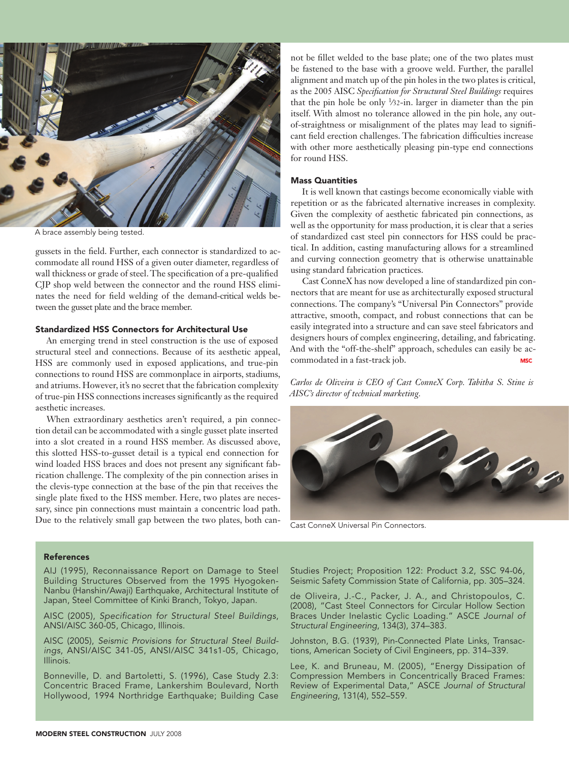A brace assembly being tested.

gussets in the field. Further, each connector is standardized to accommodate all round HSS of a given outer diameter, regardless of wall thickness or grade of steel. The specification of a pre-qualified CJP shop weld between the connector and the round HSS eliminates the need for field welding of the demand-critical welds between the gusset plate and the brace member.

### Standardized HSS Connectors for Architectural Use

An emerging trend in steel construction is the use of exposed structural steel and connections. Because of its aesthetic appeal, HSS are commonly used in exposed applications, and true-pin connections to round HSS are commonplace in airports, stadiums, and atriums. However, it's no secret that the fabrication complexity of true-pin HSS connections increases significantly as the required aesthetic increases.

When extraordinary aesthetics aren't required, a pin connection detail can be accommodated with a single gusset plate inserted into a slot created in a round HSS member. As discussed above, this slotted HSS-to-gusset detail is a typical end connection for wind loaded HSS braces and does not present any significant fabrication challenge. The complexity of the pin connection arises in the clevis-type connection at the base of the pin that receives the single plate fixed to the HSS member. Here, two plates are necessary, since pin connections must maintain a concentric load path. Due to the relatively small gap between the two plates, both cannot be fillet welded to the base plate; one of the two plates must be fastened to the base with a groove weld. Further, the parallel alignment and match up of the pin holes in the two plates is critical, as the 2005 AISC *Specification for Structural Steel Buildings* requires that the pin hole be only 1/32-in. larger in diameter than the pin itself. With almost no tolerance allowed in the pin hole, any out-of-straightness or misalignment of the plates may lead to significant field erection challenges. The fabrication difficulties increase with other more aesthetically pleasing pin-type end connections for round HSS.

### Mass Quantities

It is well known that castings become economically viable with repetition or as the fabricated alternative increases in complexity. Given the complexity of aesthetic fabricated pin connections, as well as the opportunity for mass production, it is clear that a series of standardized cast steel pin connectors for HSS could be practical. In addition, casting manufacturing allows for a streamlined and curving connection geometry that is otherwise unattainable using standard fabrication practices.

Cast ConneX has now developed a line of standardized pin connectors that are meant for use as architecturally exposed structural connections. The company's "Universal Pin Connectors" provide attractive, smooth, compact, and robust connections that can be easily integrated into a structure and can save steel fabricators and designers hours of complex engineering, detailing, and fabricating. And with the "off-the-shelf" approach, schedules can easily be accommodated in a fast-track job. MSC

*Carlos de Oliveira is CEO of Cast ConneX Corp. Tabitha S. Stine is AISC's director of technical marketing.*

Cast ConneX Universal Pin Connectors.

### References

AIJ (1995), Reconnaissance Report on Damage to Steel Building Structures Observed from the 1995 Hyogoken-Nanbu (Hanshin/Awaji) Earthquake, Architectural Institute of Japan, Steel Committee of Kinki Branch, Tokyo, Japan.

AISC (2005), *Specification for Structural Steel Buildings*, ANSI/AISC 360-05, Chicago, Illinois.

AISC (2005), *Seismic Provisions for Structural Steel Buildings*, ANSI/AISC 341-05, ANSI/AISC 341s1-05, Chicago, Illinois.

Bonneville, D. and Bartoletti, S. (1996), Case Study 2.3: Concentric Braced Frame, Lankershim Boulevard, North Hollywood, 1994 Northridge Earthquake; Building Case Studies Project; Proposition 122: Product 3.2, SSC 94-06, Seismic Safety Commission State of California, pp. 305–324.

de Oliveira, J.-C., Packer, J. A., and Christopoulos, C. (2008), "Cast Steel Connectors for Circular Hollow Section Braces Under Inelastic Cyclic Loading." ASCE *Journal of Structural Engineering*, 134(3), 374–383.

Johnston, B.G. (1939), Pin-Connected Plate Links, Transactions, American Society of Civil Engineers, pp. 314–339.

Lee, K. and Bruneau, M. (2005), "Energy Dissipation of Compression Members in Concentrically Braced Frames: Review of Experimental Data," ASCE *Journal of Structural Engineering*, 131(4), 552–559.